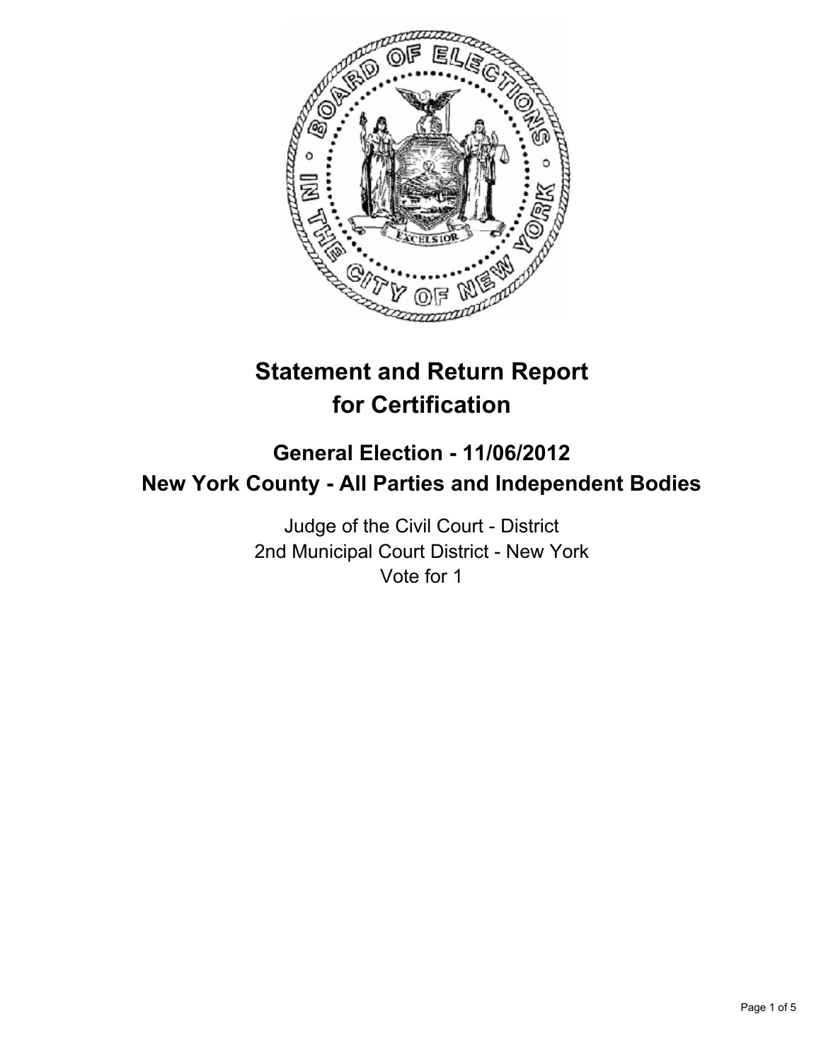# Statement and Return Report for Certification

## General Election - 11/06/2012
## New York County - All Parties and Independent Bodies

Judge of the Civil Court - District
2nd Municipal Court District - New York
Vote for 1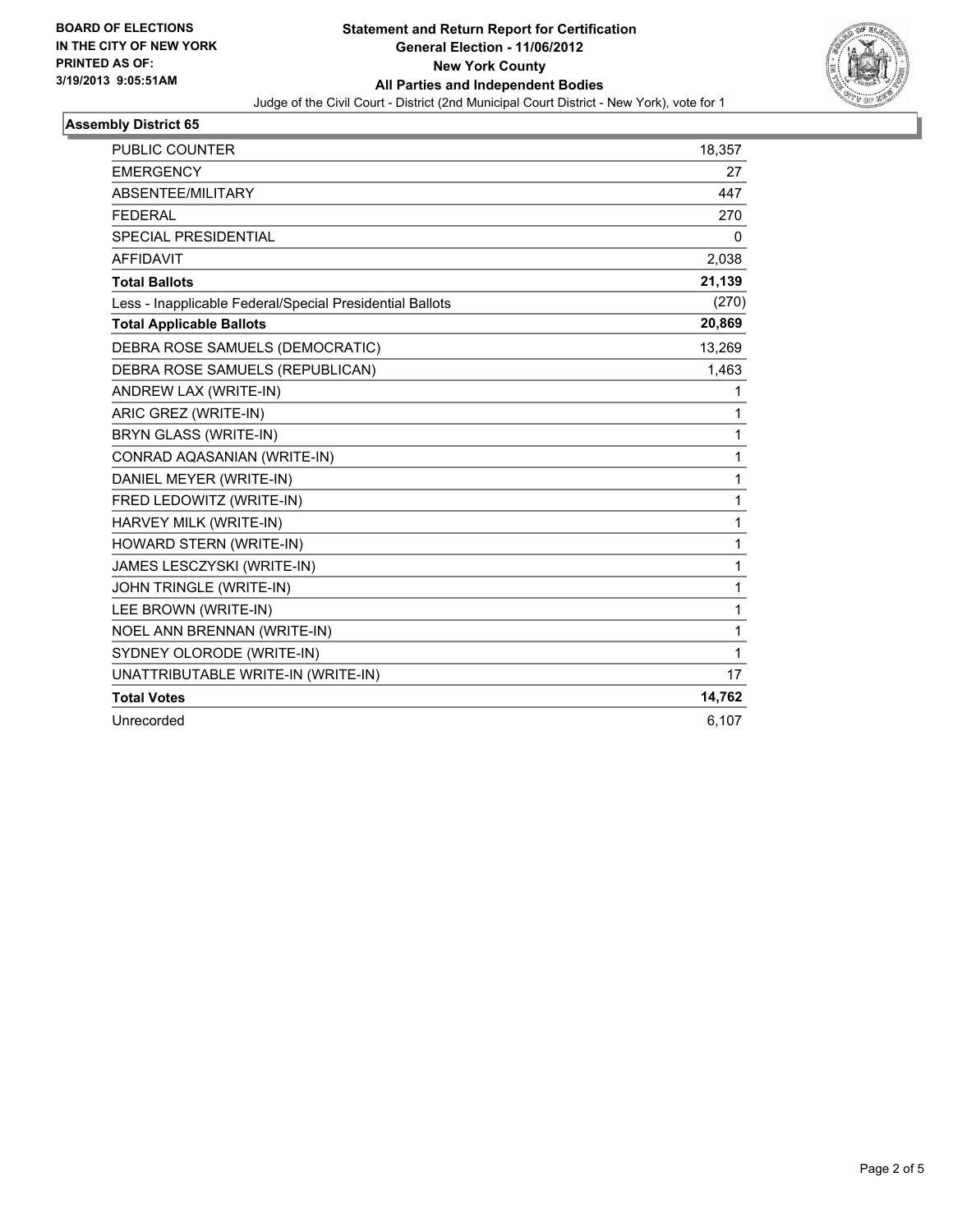**BOARD OF ELECTIONS IN THE CITY OF NEW YORK PRINTED AS OF: 3/19/2013 9:05:51AM**

**Statement and Return Report for Certification**
**General Election - 11/06/2012**
**New York County**
**All Parties and Independent Bodies**
Judge of the Civil Court - District (2nd Municipal Court District - New York), vote for 1

## Assembly District 65

| | |
|---|---|
| PUBLIC COUNTER | 18,357 |
| EMERGENCY | 27 |
| ABSENTEE/MILITARY | 447 |
| FEDERAL | 270 |
| SPECIAL PRESIDENTIAL | 0 |
| AFFIDAVIT | 2,038 |
| **Total Ballots** | **21,139** |
| Less - Inapplicable Federal/Special Presidential Ballots | (270) |
| **Total Applicable Ballots** | **20,869** |
| DEBRA ROSE SAMUELS (DEMOCRATIC) | 13,269 |
| DEBRA ROSE SAMUELS (REPUBLICAN) | 1,463 |
| ANDREW LAX (WRITE-IN) | 1 |
| ARIC GREZ (WRITE-IN) | 1 |
| BRYN GLASS (WRITE-IN) | 1 |
| CONRAD AQASANIAN (WRITE-IN) | 1 |
| DANIEL MEYER (WRITE-IN) | 1 |
| FRED LEDOWITZ (WRITE-IN) | 1 |
| HARVEY MILK (WRITE-IN) | 1 |
| HOWARD STERN (WRITE-IN) | 1 |
| JAMES LESCZYSKI (WRITE-IN) | 1 |
| JOHN TRINGLE (WRITE-IN) | 1 |
| LEE BROWN (WRITE-IN) | 1 |
| NOEL ANN BRENNAN (WRITE-IN) | 1 |
| SYDNEY OLORODE (WRITE-IN) | 1 |
| UNATTRIBUTABLE WRITE-IN (WRITE-IN) | 17 |
| **Total Votes** | **14,762** |
| Unrecorded | 6,107 |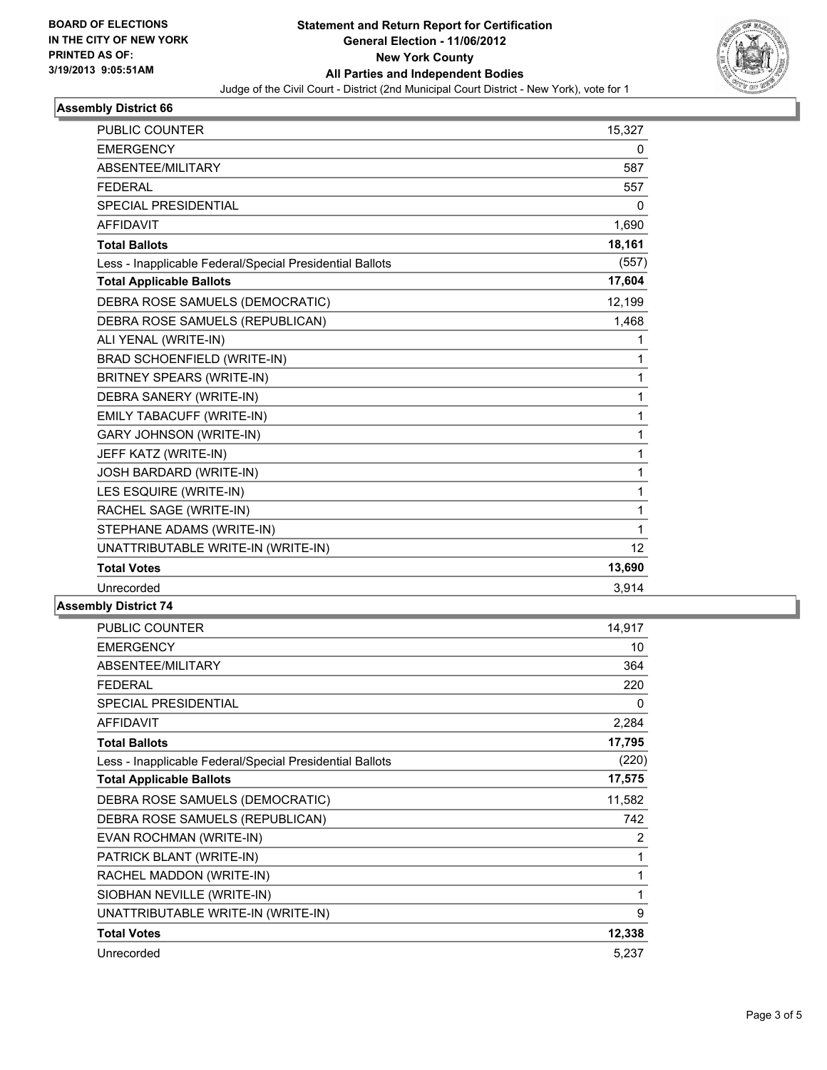BOARD OF ELECTIONS
IN THE CITY OF NEW YORK
PRINTED AS OF:
3/19/2013 9:05:51AM

**Statement and Return Report for Certification**
**General Election - 11/06/2012**
**New York County**
**All Parties and Independent Bodies**
Judge of the Civil Court - District (2nd Municipal Court District - New York), vote for 1

### Assembly District 66

| | |
|---|---|
| PUBLIC COUNTER | 15,327 |
| EMERGENCY | 0 |
| ABSENTEE/MILITARY | 587 |
| FEDERAL | 557 |
| SPECIAL PRESIDENTIAL | 0 |
| AFFIDAVIT | 1,690 |
| **Total Ballots** | **18,161** |
| Less - Inapplicable Federal/Special Presidential Ballots | (557) |
| **Total Applicable Ballots** | **17,604** |
| DEBRA ROSE SAMUELS (DEMOCRATIC) | 12,199 |
| DEBRA ROSE SAMUELS (REPUBLICAN) | 1,468 |
| ALI YENAL (WRITE-IN) | 1 |
| BRAD SCHOENFIELD (WRITE-IN) | 1 |
| BRITNEY SPEARS (WRITE-IN) | 1 |
| DEBRA SANERY (WRITE-IN) | 1 |
| EMILY TABACUFF (WRITE-IN) | 1 |
| GARY JOHNSON (WRITE-IN) | 1 |
| JEFF KATZ (WRITE-IN) | 1 |
| JOSH BARDARD (WRITE-IN) | 1 |
| LES ESQUIRE (WRITE-IN) | 1 |
| RACHEL SAGE (WRITE-IN) | 1 |
| STEPHANE ADAMS (WRITE-IN) | 1 |
| UNATTRIBUTABLE WRITE-IN (WRITE-IN) | 12 |
| **Total Votes** | **13,690** |
| Unrecorded | 3,914 |

### Assembly District 74

| | |
|---|---|
| PUBLIC COUNTER | 14,917 |
| EMERGENCY | 10 |
| ABSENTEE/MILITARY | 364 |
| FEDERAL | 220 |
| SPECIAL PRESIDENTIAL | 0 |
| AFFIDAVIT | 2,284 |
| **Total Ballots** | **17,795** |
| Less - Inapplicable Federal/Special Presidential Ballots | (220) |
| **Total Applicable Ballots** | **17,575** |
| DEBRA ROSE SAMUELS (DEMOCRATIC) | 11,582 |
| DEBRA ROSE SAMUELS (REPUBLICAN) | 742 |
| EVAN ROCHMAN (WRITE-IN) | 2 |
| PATRICK BLANT (WRITE-IN) | 1 |
| RACHEL MADDON (WRITE-IN) | 1 |
| SIOBHAN NEVILLE (WRITE-IN) | 1 |
| UNATTRIBUTABLE WRITE-IN (WRITE-IN) | 9 |
| **Total Votes** | **12,338** |
| Unrecorded | 5,237 |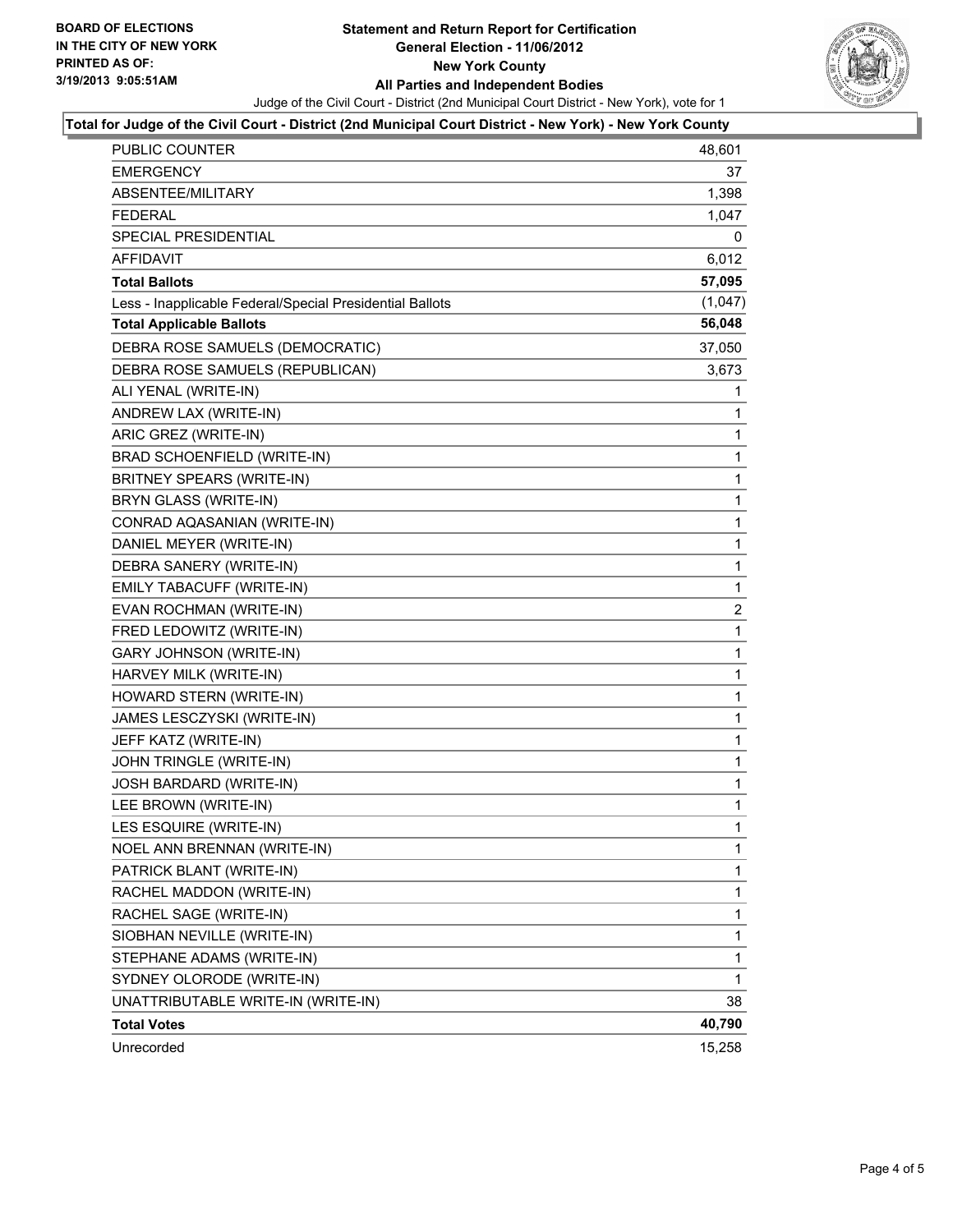BOARD OF ELECTIONS
IN THE CITY OF NEW YORK
PRINTED AS OF:
3/19/2013 9:05:51AM

# Statement and Return Report for Certification
## General Election - 11/06/2012
## New York County
## All Parties and Independent Bodies

Judge of the Civil Court - District (2nd Municipal Court District - New York), vote for 1

**Total for Judge of the Civil Court - District (2nd Municipal Court District - New York) - New York County**

| | |
|---|---|
| PUBLIC COUNTER | 48,601 |
| EMERGENCY | 37 |
| ABSENTEE/MILITARY | 1,398 |
| FEDERAL | 1,047 |
| SPECIAL PRESIDENTIAL | 0 |
| AFFIDAVIT | 6,012 |
| **Total Ballots** | **57,095** |
| Less - Inapplicable Federal/Special Presidential Ballots | (1,047) |
| **Total Applicable Ballots** | **56,048** |
| DEBRA ROSE SAMUELS (DEMOCRATIC) | 37,050 |
| DEBRA ROSE SAMUELS (REPUBLICAN) | 3,673 |
| ALI YENAL (WRITE-IN) | 1 |
| ANDREW LAX (WRITE-IN) | 1 |
| ARIC GREZ (WRITE-IN) | 1 |
| BRAD SCHOENFIELD (WRITE-IN) | 1 |
| BRITNEY SPEARS (WRITE-IN) | 1 |
| BRYN GLASS (WRITE-IN) | 1 |
| CONRAD AQASANIAN (WRITE-IN) | 1 |
| DANIEL MEYER (WRITE-IN) | 1 |
| DEBRA SANERY (WRITE-IN) | 1 |
| EMILY TABACUFF (WRITE-IN) | 1 |
| EVAN ROCHMAN (WRITE-IN) | 2 |
| FRED LEDOWITZ (WRITE-IN) | 1 |
| GARY JOHNSON (WRITE-IN) | 1 |
| HARVEY MILK (WRITE-IN) | 1 |
| HOWARD STERN (WRITE-IN) | 1 |
| JAMES LESCZYSKI (WRITE-IN) | 1 |
| JEFF KATZ (WRITE-IN) | 1 |
| JOHN TRINGLE (WRITE-IN) | 1 |
| JOSH BARDARD (WRITE-IN) | 1 |
| LEE BROWN (WRITE-IN) | 1 |
| LES ESQUIRE (WRITE-IN) | 1 |
| NOEL ANN BRENNAN (WRITE-IN) | 1 |
| PATRICK BLANT (WRITE-IN) | 1 |
| RACHEL MADDON (WRITE-IN) | 1 |
| RACHEL SAGE (WRITE-IN) | 1 |
| SIOBHAN NEVILLE (WRITE-IN) | 1 |
| STEPHANE ADAMS (WRITE-IN) | 1 |
| SYDNEY OLORODE (WRITE-IN) | 1 |
| UNATTRIBUTABLE WRITE-IN (WRITE-IN) | 38 |
| **Total Votes** | **40,790** |
| Unrecorded | 15,258 |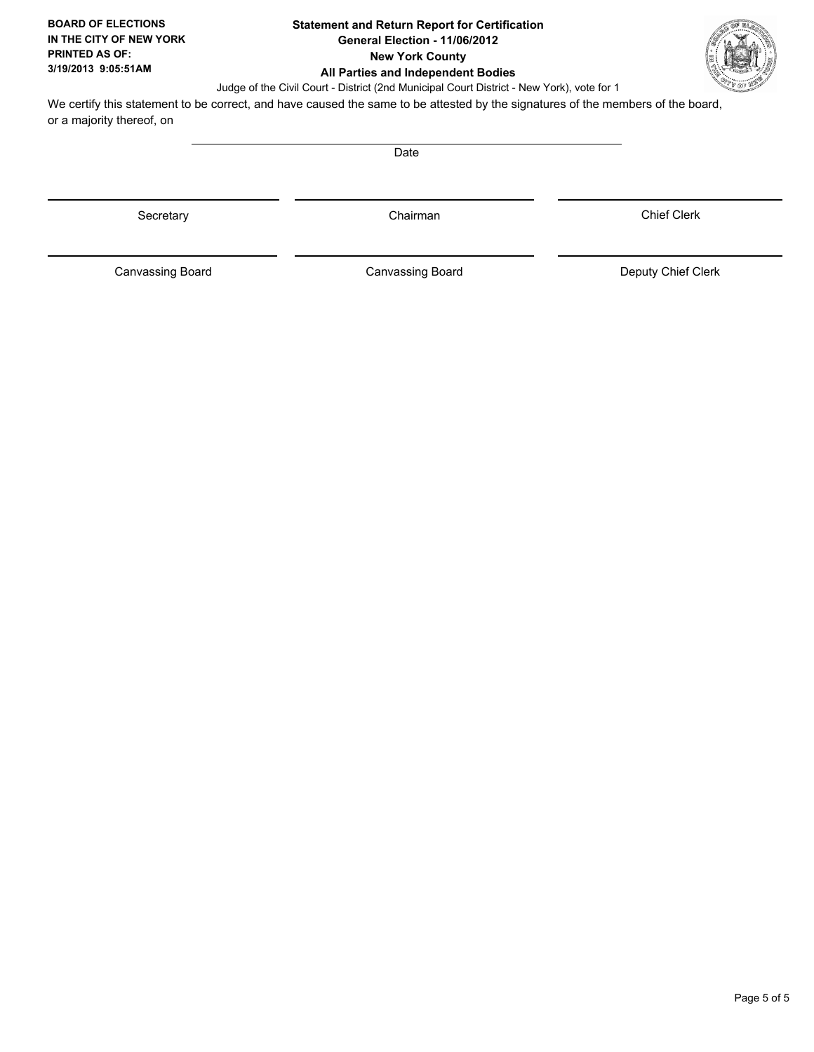**BOARD OF ELECTIONS IN THE CITY OF NEW YORK PRINTED AS OF: 3/19/2013 9:05:51AM**

**Statement and Return Report for Certification**
**General Election - 11/06/2012**
**New York County**
**All Parties and Independent Bodies**

Judge of the Civil Court - District (2nd Municipal Court District - New York), vote for 1

We certify this statement to be correct, and have caused the same to be attested by the signatures of the members of the board, or a majority thereof, on

Date

| | | |
|---|---|---|
| Secretary | Chairman | Chief Clerk |
| Canvassing Board | Canvassing Board | Deputy Chief Clerk |